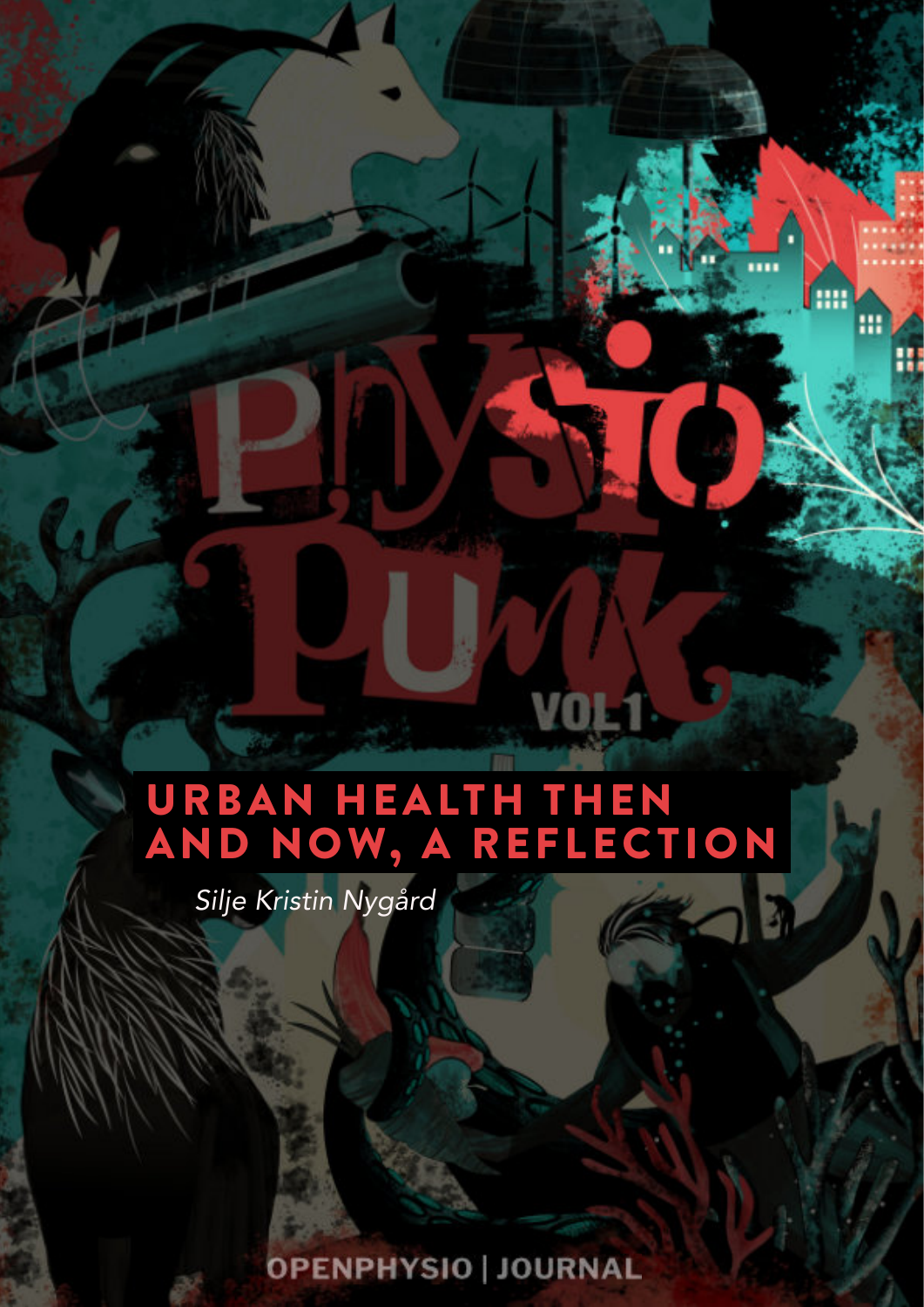# URBAN HEALTH THEN AND NOW, A REFLECTION

*Silje Kristin Nygård*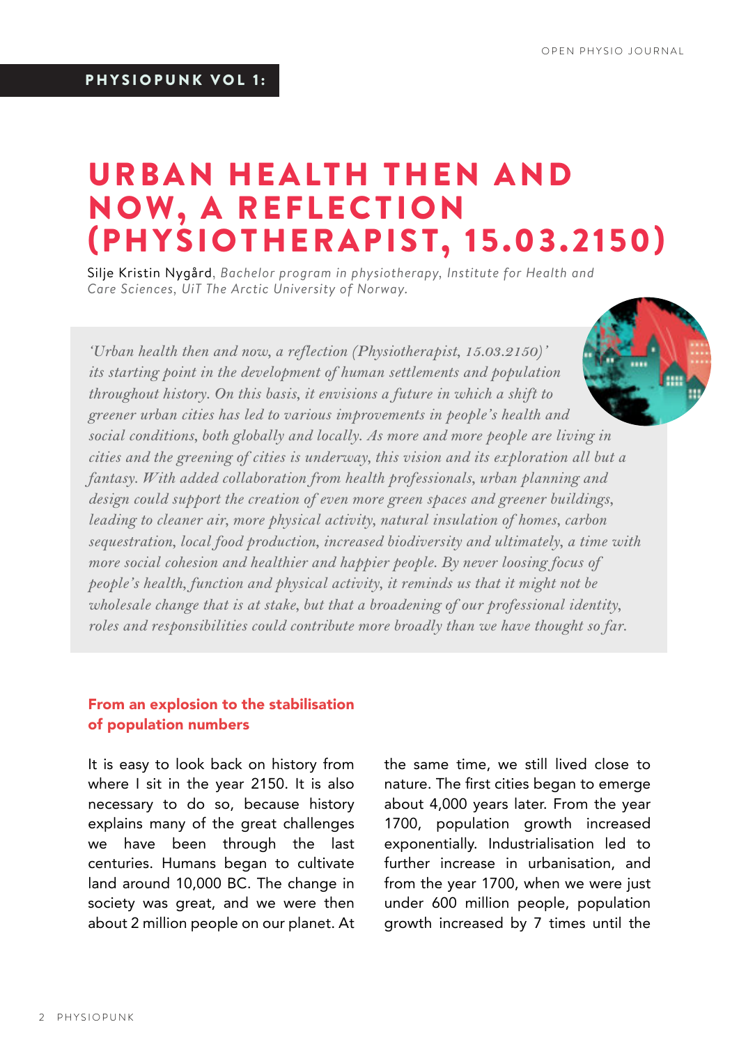**PHYSIOPUNK VOL 1:**

# URBAN HEALTH THEN AND NOW, A REFLECTION (PHYSIOTHERAPIST, 15.03.2150)

Silje Kristin Nygård, *Bachelor program in physiotherapy, Institute for Health and Care Sciences, UiT The Arctic University of Norway.*

*'Urban health then and now, a reflection (Physiotherapist, 15.03.2150)' its starting point in the development of human settlements and population throughout history. On this basis, it envisions a future in which a shift to greener urban cities has led to various improvements in people's health and social conditions, both globally and locally. As more and more people are living in cities and the greening of cities is underway, this vision and its exploration all but a fantasy. With added collaboration from health professionals, urban planning and design could support the creation of even more green spaces and greener buildings, leading to cleaner air, more physical activity, natural insulation of homes, carbon sequestration, local food production, increased biodiversity and ultimately, a time with more social cohesion and healthier and happier people. By never loosing focus of people's health, function and physical activity, it reminds us that it might not be wholesale change that is at stake, but that a broadening of our professional identity, roles and responsibilities could contribute more broadly than we have thought so far.*

## From an explosion to the stabilisation of population numbers

It is easy to look back on history from where I sit in the year 2150. It is also necessary to do so, because history explains many of the great challenges we have been through the last centuries. Humans began to cultivate land around 10,000 BC. The change in society was great, and we were then about 2 million people on our planet. At the same time, we still lived close to nature. The first cities began to emerge about 4,000 years later. From the year 1700, population growth increased exponentially. Industrialisation led to further increase in urbanisation, and from the year 1700, when we were just under 600 million people, population growth increased by 7 times until the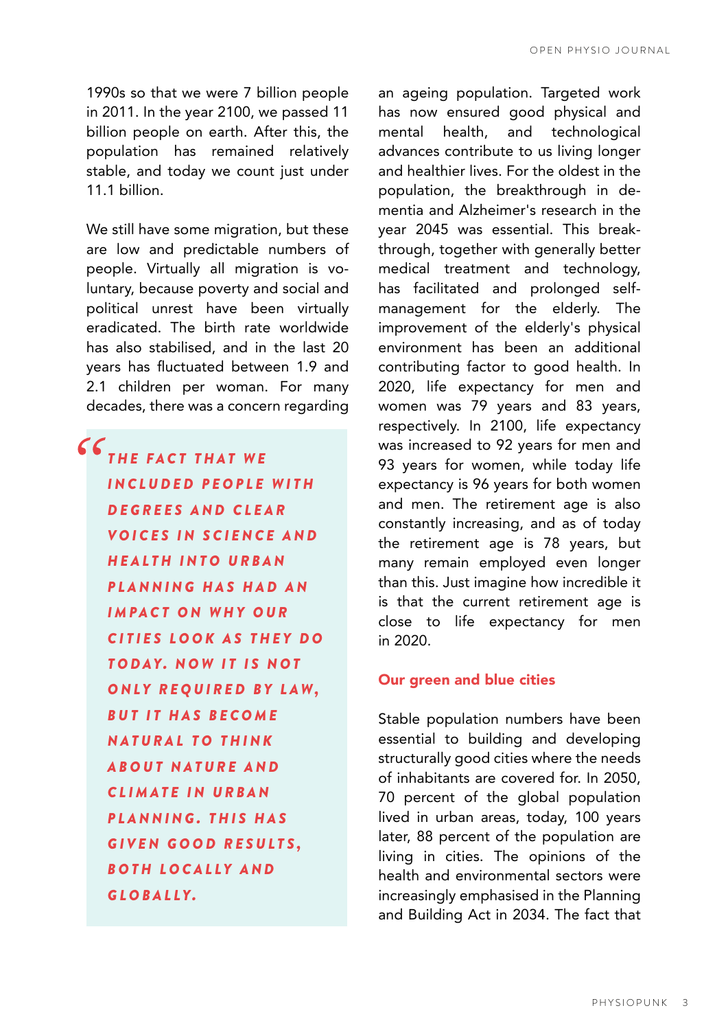1990s so that we were 7 billion people in 2011. In the year 2100, we passed 11 billion people on earth. After this, the population has remained relatively stable, and today we count just under 11.1 billion.

We still have some migration, but these are low and predictable numbers of people. Virtually all migration is voluntary, because poverty and social and political unrest have been virtually eradicated. The birth rate worldwide has also stabilised, and in the last 20 years has fluctuated between 1.9 and 2.1 children per woman. For many decades, there was a concern regarding an ageing population. Targeted work has now ensured good physical and mental health, and technological advances contribute to us living longer and healthier lives. For the oldest in the population, the breakthrough in dementia and Alzheimer's research in the year 2045 was essential. This breakthrough, together with generally better medical treatment and technology, has facilitated and prolonged self-management for the elderly. The improvement of the elderly's physical environment has been an additional contributing factor to good health. In 2020, life expectancy for men and women was 79 years and 83 years, respectively. In 2100, life expectancy was increased to 92 years for men and 93 years for women, while today life expectancy is 96 years for both women and men. The retirement age is also constantly increasing, and as of today the retirement age is 78 years, but many remain employed even longer than this. Just imagine how incredible it is that the current retirement age is close to life expectancy for men in 2020.

> ***"THE FACT THAT WE INCLUDED PEOPLE WITH DEGREES AND CLEAR VOICES IN SCIENCE AND HEALTH INTO URBAN PLANNING HAS HAD AN IMPACT ON WHY OUR CITIES LOOK AS THEY DO TODAY. NOW IT IS NOT ONLY REQUIRED BY LAW, BUT IT HAS BECOME NATURAL TO THINK ABOUT NATURE AND CLIMATE IN URBAN PLANNING. THIS HAS GIVEN GOOD RESULTS, BOTH LOCALLY AND GLOBALLY.***

## Our green and blue cities

Stable population numbers have been essential to building and developing structurally good cities where the needs of inhabitants are covered for. In 2050, 70 percent of the global population lived in urban areas, today, 100 years later, 88 percent of the population are living in cities. The opinions of the health and environmental sectors were increasingly emphasised in the Planning and Building Act in 2034. The fact that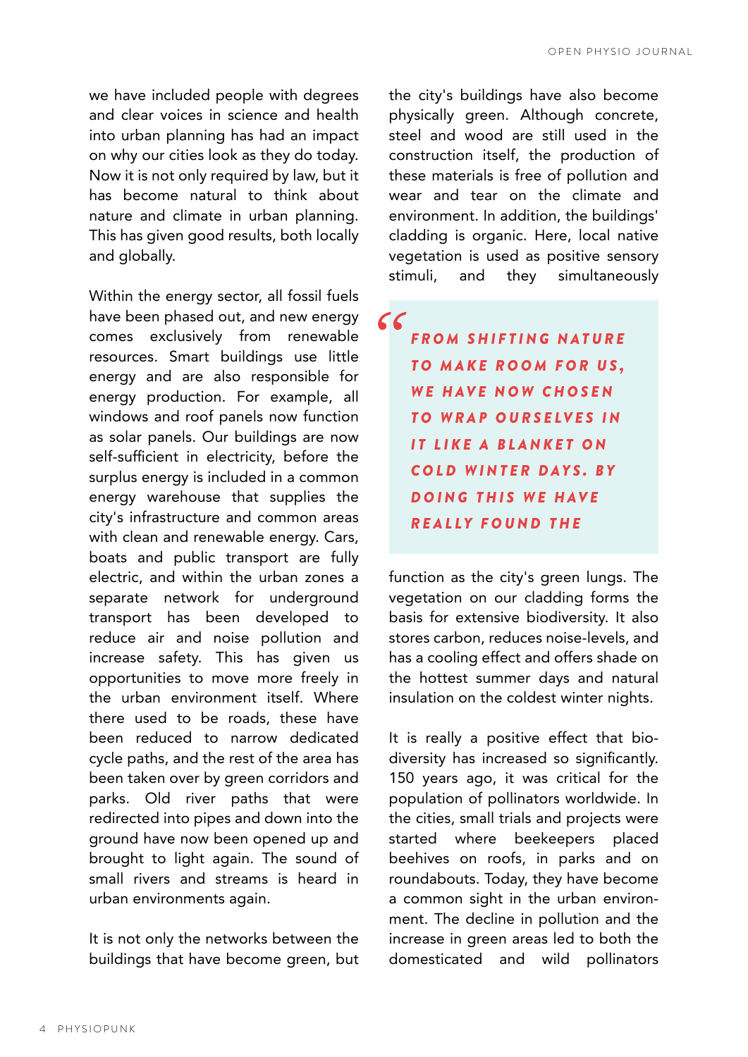we have included people with degrees and clear voices in science and health into urban planning has had an impact on why our cities look as they do today. Now it is not only required by law, but it has become natural to think about nature and climate in urban planning. This has given good results, both locally and globally.

Within the energy sector, all fossil fuels have been phased out, and new energy comes exclusively from renewable resources. Smart buildings use little energy and are also responsible for energy production. For example, all windows and roof panels now function as solar panels. Our buildings are now self-sufficient in electricity, before the surplus energy is included in a common energy warehouse that supplies the city's infrastructure and common areas with clean and renewable energy. Cars, boats and public transport are fully electric, and within the urban zones a separate network for underground transport has been developed to reduce air and noise pollution and increase safety. This has given us opportunities to move more freely in the urban environment itself. Where there used to be roads, these have been reduced to narrow dedicated cycle paths, and the rest of the area has been taken over by green corridors and parks. Old river paths that were redirected into pipes and down into the ground have now been opened up and brought to light again. The sound of small rivers and streams is heard in urban environments again.

It is not only the networks between the buildings that have become green, but the city's buildings have also become physically green. Although concrete, steel and wood are still used in the construction itself, the production of these materials is free of pollution and wear and tear on the climate and environment. In addition, the buildings' cladding is organic. Here, local native vegetation is used as positive sensory stimuli, and they simultaneously function as the city's green lungs. The vegetation on our cladding forms the basis for extensive biodiversity. It also stores carbon, reduces noise-levels, and has a cooling effect and offers shade on the hottest summer days and natural insulation on the coldest winter nights.

> **“FROM SHIFTING NATURE TO MAKE ROOM FOR US, WE HAVE NOW CHOSEN TO WRAP OURSELVES IN IT LIKE A BLANKET ON COLD WINTER DAYS. BY DOING THIS WE HAVE REALLY FOUND THE**

It is really a positive effect that bio-diversity has increased so significantly. 150 years ago, it was critical for the population of pollinators worldwide. In the cities, small trials and projects were started where beekeepers placed beehives on roofs, in parks and on roundabouts. Today, they have become a common sight in the urban environment. The decline in pollution and the increase in green areas led to both the domesticated and wild pollinators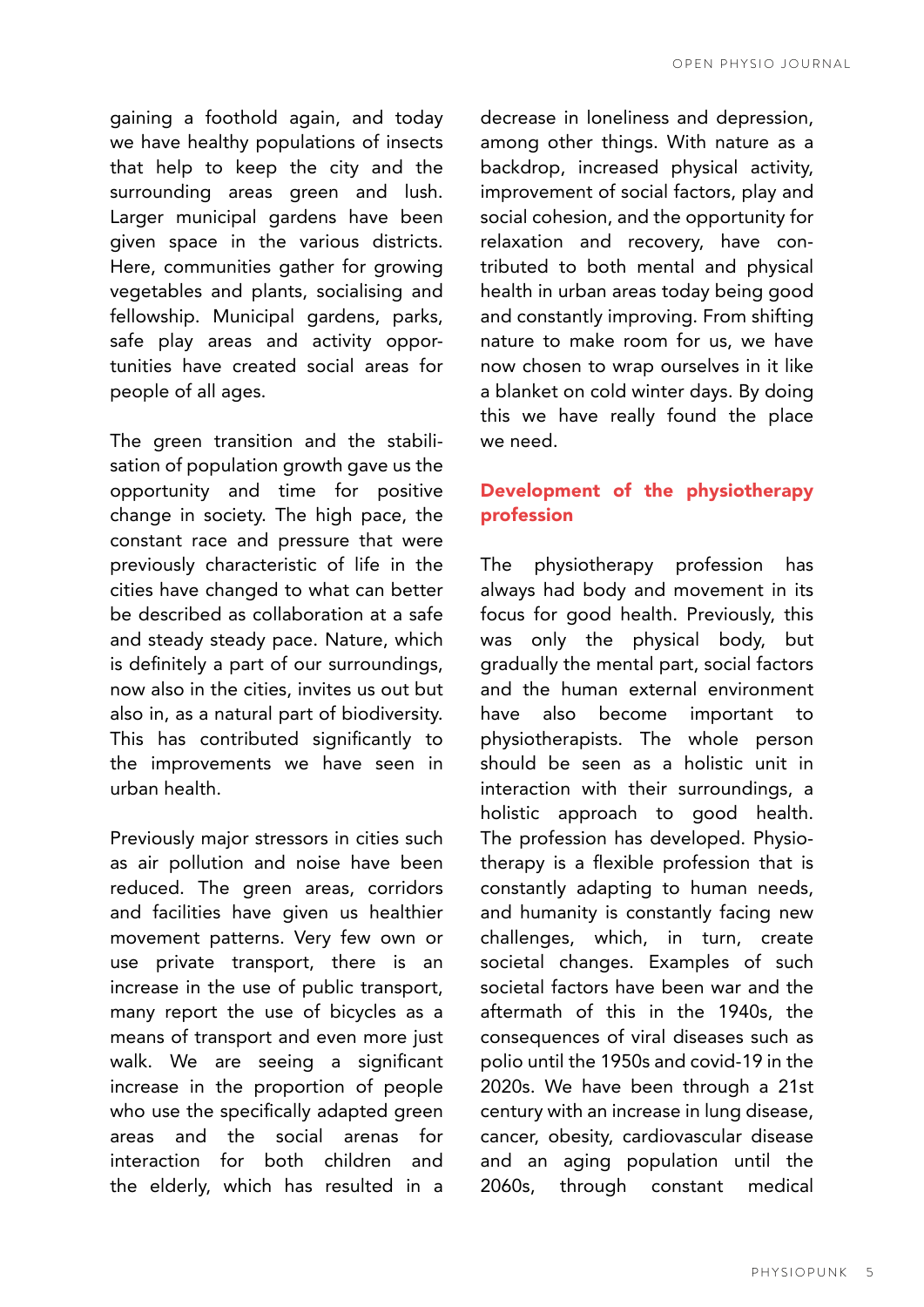gaining a foothold again, and today we have healthy populations of insects that help to keep the city and the surrounding areas green and lush. Larger municipal gardens have been given space in the various districts. Here, communities gather for growing vegetables and plants, socialising and fellowship. Municipal gardens, parks, safe play areas and activity opportunities have created social areas for people of all ages.

The green transition and the stabilisation of population growth gave us the opportunity and time for positive change in society. The high pace, the constant race and pressure that were previously characteristic of life in the cities have changed to what can better be described as collaboration at a safe and steady steady pace. Nature, which is definitely a part of our surroundings, now also in the cities, invites us out but also in, as a natural part of biodiversity. This has contributed significantly to the improvements we have seen in urban health.

Previously major stressors in cities such as air pollution and noise have been reduced. The green areas, corridors and facilities have given us healthier movement patterns. Very few own or use private transport, there is an increase in the use of public transport, many report the use of bicycles as a means of transport and even more just walk. We are seeing a significant increase in the proportion of people who use the specifically adapted green areas and the social arenas for interaction for both children and the elderly, which has resulted in a decrease in loneliness and depression, among other things. With nature as a backdrop, increased physical activity, improvement of social factors, play and social cohesion, and the opportunity for relaxation and recovery, have contributed to both mental and physical health in urban areas today being good and constantly improving. From shifting nature to make room for us, we have now chosen to wrap ourselves in it like a blanket on cold winter days. By doing this we have really found the place we need.

## Development of the physiotherapy profession

The physiotherapy profession has always had body and movement in its focus for good health. Previously, this was only the physical body, but gradually the mental part, social factors and the human external environment have also become important to physiotherapists. The whole person should be seen as a holistic unit in interaction with their surroundings, a holistic approach to good health. The profession has developed. Physiotherapy is a flexible profession that is constantly adapting to human needs, and humanity is constantly facing new challenges, which, in turn, create societal changes. Examples of such societal factors have been war and the aftermath of this in the 1940s, the consequences of viral diseases such as polio until the 1950s and covid-19 in the 2020s. We have been through a 21st century with an increase in lung disease, cancer, obesity, cardiovascular disease and an aging population until the 2060s, through constant medical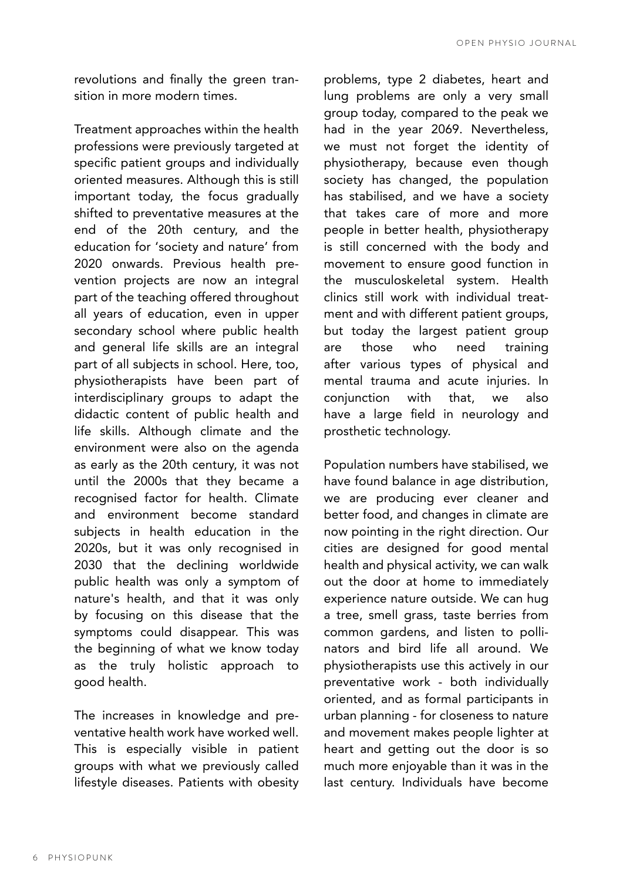revolutions and finally the green transition in more modern times.

Treatment approaches within the health professions were previously targeted at specific patient groups and individually oriented measures. Although this is still important today, the focus gradually shifted to preventative measures at the end of the 20th century, and the education for 'society and nature' from 2020 onwards. Previous health prevention projects are now an integral part of the teaching offered throughout all years of education, even in upper secondary school where public health and general life skills are an integral part of all subjects in school. Here, too, physiotherapists have been part of interdisciplinary groups to adapt the didactic content of public health and life skills. Although climate and the environment were also on the agenda as early as the 20th century, it was not until the 2000s that they became a recognised factor for health. Climate and environment become standard subjects in health education in the 2020s, but it was only recognised in 2030 that the declining worldwide public health was only a symptom of nature's health, and that it was only by focusing on this disease that the symptoms could disappear. This was the beginning of what we know today as the truly holistic approach to good health.

The increases in knowledge and preventative health work have worked well. This is especially visible in patient groups with what we previously called lifestyle diseases. Patients with obesity problems, type 2 diabetes, heart and lung problems are only a very small group today, compared to the peak we had in the year 2069. Nevertheless, we must not forget the identity of physiotherapy, because even though society has changed, the population has stabilised, and we have a society that takes care of more and more people in better health, physiotherapy is still concerned with the body and movement to ensure good function in the musculoskeletal system. Health clinics still work with individual treatment and with different patient groups, but today the largest patient group are those who need training after various types of physical and mental trauma and acute injuries. In conjunction with that, we also have a large field in neurology and prosthetic technology.

Population numbers have stabilised, we have found balance in age distribution, we are producing ever cleaner and better food, and changes in climate are now pointing in the right direction. Our cities are designed for good mental health and physical activity, we can walk out the door at home to immediately experience nature outside. We can hug a tree, smell grass, taste berries from common gardens, and listen to pollinators and bird life all around. We physiotherapists use this actively in our preventative work - both individually oriented, and as formal participants in urban planning - for closeness to nature and movement makes people lighter at heart and getting out the door is so much more enjoyable than it was in the last century. Individuals have become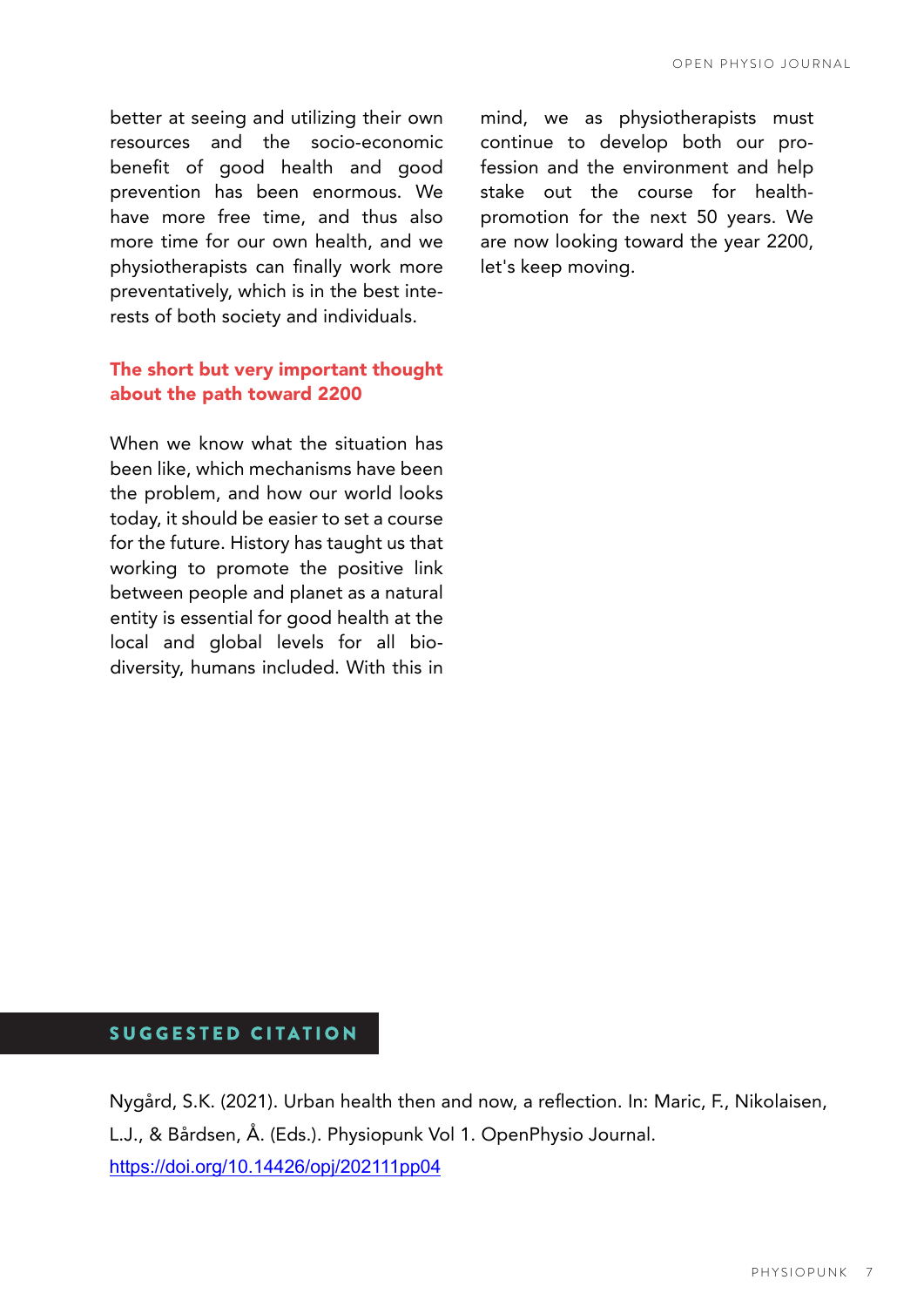better at seeing and utilizing their own resources and the socio-economic benefit of good health and good prevention has been enormous. We have more free time, and thus also more time for our own health, and we physiotherapists can finally work more preventatively, which is in the best interests of both society and individuals.

## The short but very important thought about the path toward 2200

When we know what the situation has been like, which mechanisms have been the problem, and how our world looks today, it should be easier to set a course for the future. History has taught us that working to promote the positive link between people and planet as a natural entity is essential for good health at the local and global levels for all biodiversity, humans included. With this in mind, we as physiotherapists must continue to develop both our profession and the environment and help stake out the course for health-promotion for the next 50 years. We are now looking toward the year 2200, let's keep moving.

## SUGGESTED CITATION

Nygård, S.K. (2021). Urban health then and now, a reflection. In: Maric, F., Nikolaisen, L.J., & Bårdsen, Å. (Eds.). Physiopunk Vol 1. OpenPhysio Journal. https://doi.org/10.14426/opj/202111pp04